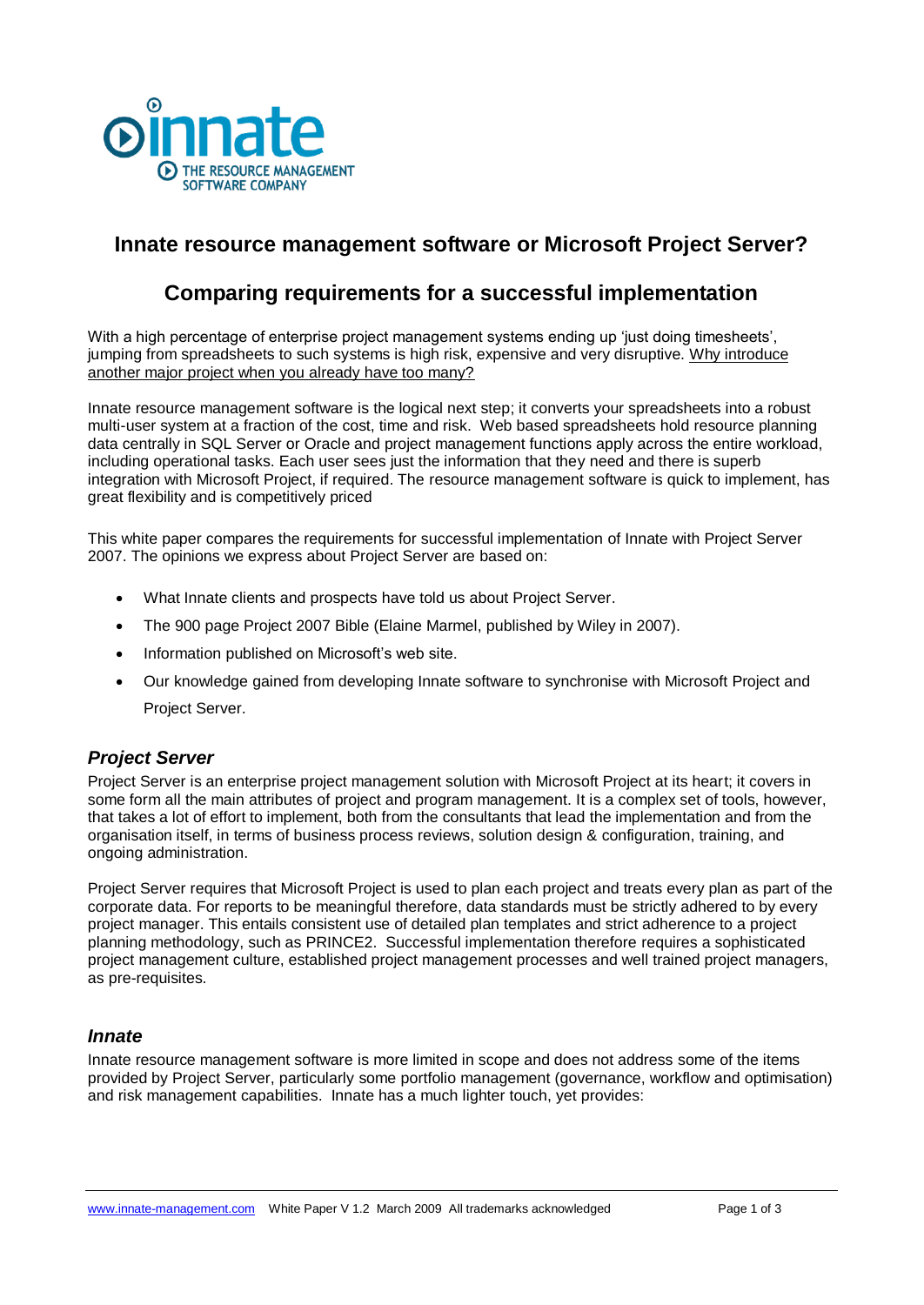# Innate resource management software or Microsoft Project Server?

## Comparing requirements for a successful implementation

With a high percentage of enterprise project management systems ending up 'just doing timesheets', jumping from spreadsheets to such systems is high risk, expensive and very disruptive. Why introduce another major project when you already have too many?

Innate resource management software is the logical next step; it converts your spreadsheets into a robust multi-user system at a fraction of the cost, time and risk. Web based spreadsheets hold resource planning data centrally in SQL Server or Oracle and project management functions apply across the entire workload, including operational tasks. Each user sees just the information that they need and there is superb integration with Microsoft Project, if required. The resource management software is quick to implement, has great flexibility and is competitively priced

This white paper compares the requirements for successful implementation of Innate with Project Server 2007. The opinions we express about Project Server are based on:

- What Innate clients and prospects have told us about Project Server.
- The 900 page Project 2007 Bible (Elaine Marmel, published by Wiley in 2007).
- Information published on Microsoft's web site.
- Our knowledge gained from developing Innate software to synchronise with Microsoft Project and Project Server.

### *Project Server*

Project Server is an enterprise project management solution with Microsoft Project at its heart; it covers in some form all the main attributes of project and program management. It is a complex set of tools, however, that takes a lot of effort to implement, both from the consultants that lead the implementation and from the organisation itself, in terms of business process reviews, solution design & configuration, training, and ongoing administration.

Project Server requires that Microsoft Project is used to plan each project and treats every plan as part of the corporate data. For reports to be meaningful therefore, data standards must be strictly adhered to by every project manager. This entails consistent use of detailed plan templates and strict adherence to a project planning methodology, such as PRINCE2. Successful implementation therefore requires a sophisticated project management culture, established project management processes and well trained project managers, as pre-requisites.

### *Innate*

Innate resource management software is more limited in scope and does not address some of the items provided by Project Server, particularly some portfolio management (governance, workflow and optimisation) and risk management capabilities. Innate has a much lighter touch, yet provides: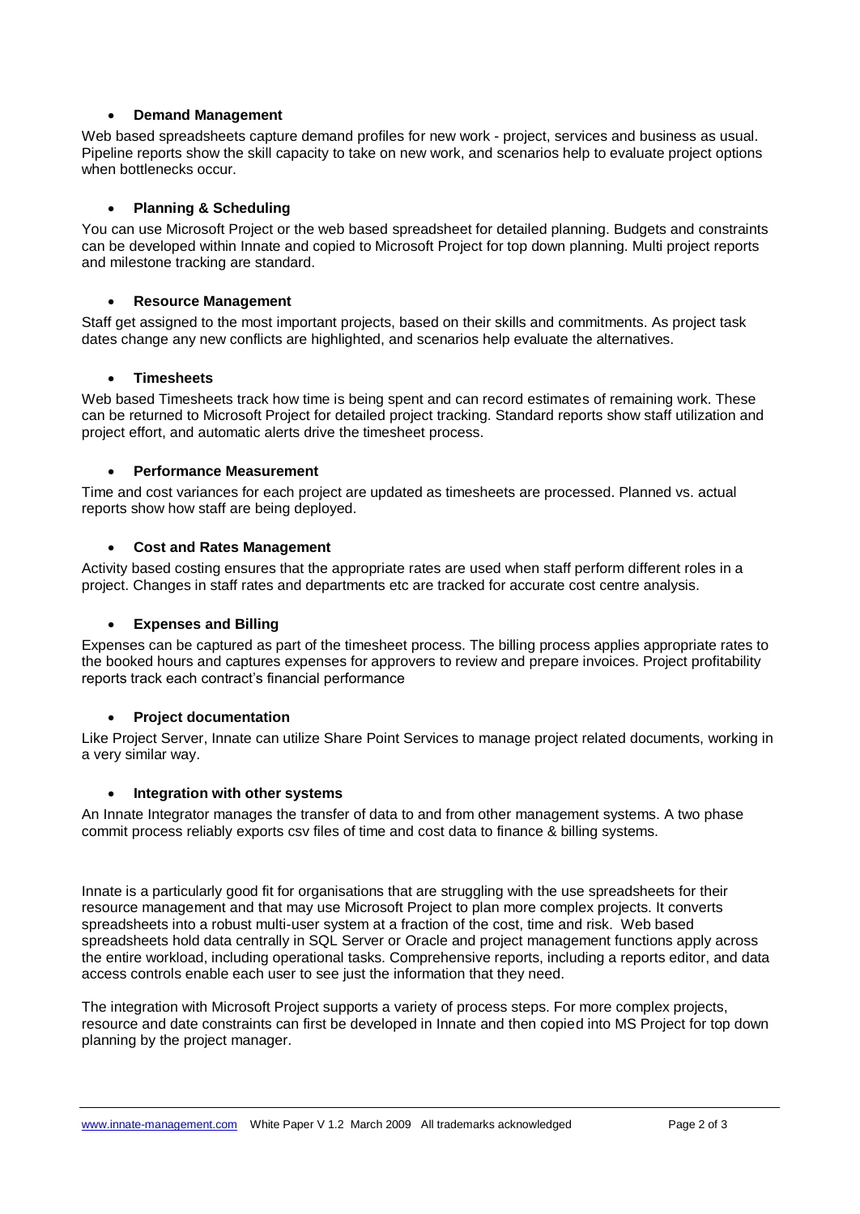- **Demand Management**

Web based spreadsheets capture demand profiles for new work - project, services and business as usual. Pipeline reports show the skill capacity to take on new work, and scenarios help to evaluate project options when bottlenecks occur.

- **Planning & Scheduling**

You can use Microsoft Project or the web based spreadsheet for detailed planning. Budgets and constraints can be developed within Innate and copied to Microsoft Project for top down planning. Multi project reports and milestone tracking are standard.

- **Resource Management**

Staff get assigned to the most important projects, based on their skills and commitments. As project task dates change any new conflicts are highlighted, and scenarios help evaluate the alternatives.

- **Timesheets**

Web based Timesheets track how time is being spent and can record estimates of remaining work. These can be returned to Microsoft Project for detailed project tracking. Standard reports show staff utilization and project effort, and automatic alerts drive the timesheet process.

- **Performance Measurement**

Time and cost variances for each project are updated as timesheets are processed. Planned vs. actual reports show how staff are being deployed.

- **Cost and Rates Management**

Activity based costing ensures that the appropriate rates are used when staff perform different roles in a project. Changes in staff rates and departments etc are tracked for accurate cost centre analysis.

- **Expenses and Billing**

Expenses can be captured as part of the timesheet process. The billing process applies appropriate rates to the booked hours and captures expenses for approvers to review and prepare invoices. Project profitability reports track each contract's financial performance

- **Project documentation**

Like Project Server, Innate can utilize Share Point Services to manage project related documents, working in a very similar way.

- **Integration with other systems**

An Innate Integrator manages the transfer of data to and from other management systems. A two phase commit process reliably exports csv files of time and cost data to finance & billing systems.

Innate is a particularly good fit for organisations that are struggling with the use spreadsheets for their resource management and that may use Microsoft Project to plan more complex projects. It converts spreadsheets into a robust multi-user system at a fraction of the cost, time and risk. Web based spreadsheets hold data centrally in SQL Server or Oracle and project management functions apply across the entire workload, including operational tasks. Comprehensive reports, including a reports editor, and data access controls enable each user to see just the information that they need.

The integration with Microsoft Project supports a variety of process steps. For more complex projects, resource and date constraints can first be developed in Innate and then copied into MS Project for top down planning by the project manager.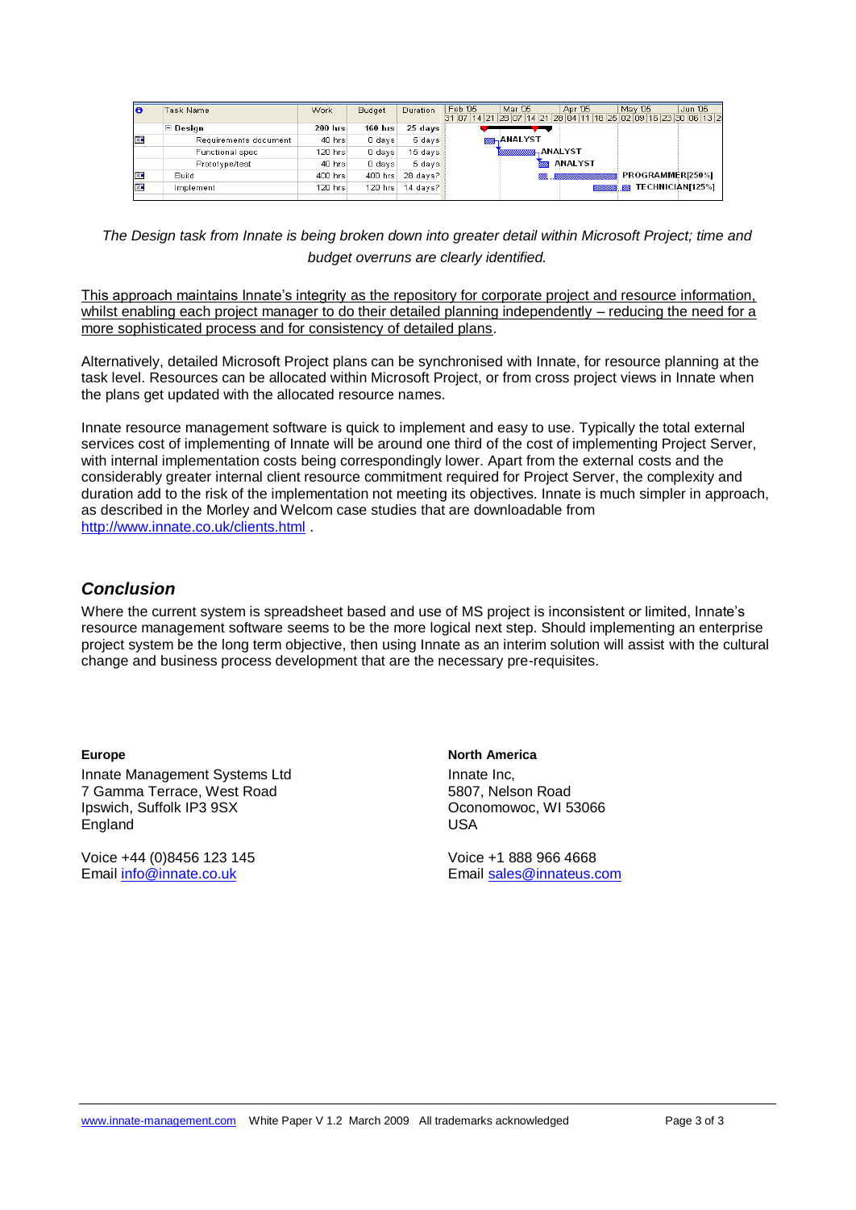| | Task Name | Work | Budget | Duration |
|---|---|---|---|---|
| | ⊟ Design | 200 hrs | 160 hrs | 25 days |
| | Requirements document | 40 hrs | 0 days | 5 days |
| | Functional spec | 120 hrs | 0 days | 15 days |
| | Prototype/test | 40 hrs | 0 days | 5 days |
| | Build | 400 hrs | 400 hrs | 28 days? |
| | Implement | 120 hrs | 120 hrs | 14 days? |

Feb '05 Mar '05 Apr '05 May '05 Jun '05
31 07 14 21 28 07 14 21 28 04 11 18 25 02 09 16 23 30 06 13 2
ANALYST
ANALYST
ANALYST
PROGRAMMER[250%]
TECHNICIAN[125%]

*The Design task from Innate is being broken down into greater detail within Microsoft Project; time and budget overruns are clearly identified.*

<u>This approach maintains Innate's integrity as the repository for corporate project and resource information, whilst enabling each project manager to do their detailed planning independently – reducing the need for a more sophisticated process and for consistency of detailed plans</u>.

Alternatively, detailed Microsoft Project plans can be synchronised with Innate, for resource planning at the task level. Resources can be allocated within Microsoft Project, or from cross project views in Innate when the plans get updated with the allocated resource names.

Innate resource management software is quick to implement and easy to use. Typically the total external services cost of implementing of Innate will be around one third of the cost of implementing Project Server, with internal implementation costs being correspondingly lower. Apart from the external costs and the considerably greater internal client resource commitment required for Project Server, the complexity and duration add to the risk of the implementation not meeting its objectives. Innate is much simpler in approach, as described in the Morley and Welcom case studies that are downloadable from http://www.innate.co.uk/clients.html .

## *Conclusion*

Where the current system is spreadsheet based and use of MS project is inconsistent or limited, Innate's resource management software seems to be the more logical next step. Should implementing an enterprise project system be the long term objective, then using Innate as an interim solution will assist with the cultural change and business process development that are the necessary pre-requisites.

**Europe**

Innate Management Systems Ltd
7 Gamma Terrace, West Road
Ipswich, Suffolk IP3 9SX
England

Voice +44 (0)8456 123 145
Email info@innate.co.uk

**North America**

Innate Inc,
5807, Nelson Road
Oconomowoc, WI 53066
USA

Voice +1 888 966 4668
Email sales@innateus.com